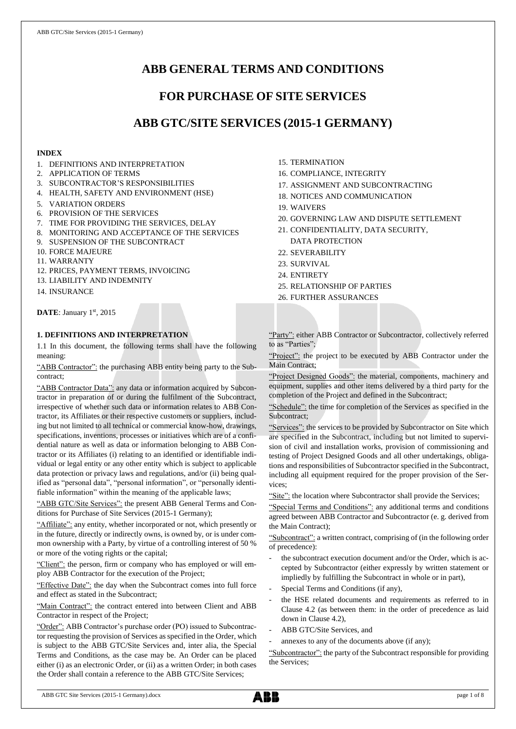# ABB GENERAL TERMS AND CONDITIONS

# FOR PURCHASE OF SITE SERVICES

# ABB GTC/SITE SERVICES (2015-1 GERMANY)

**INDEX**

1. DEFINITIONS AND INTERPRETATION
2. APPLICATION OF TERMS
3. SUBCONTRACTOR'S RESPONSIBILITIES
4. HEALTH, SAFETY AND ENVIRONMENT (HSE)
5. VARIATION ORDERS
6. PROVISION OF THE SERVICES
7. TIME FOR PROVIDING THE SERVICES, DELAY
8. MONITORING AND ACCEPTANCE OF THE SERVICES
9. SUSPENSION OF THE SUBCONTRACT
10. FORCE MAJEURE
11. WARRANTY
12. PRICES, PAYMENT TERMS, INVOICING
13. LIABILITY AND INDEMNITY
14. INSURANCE
15. TERMINATION
16. COMPLIANCE, INTEGRITY
17. ASSIGNMENT AND SUBCONTRACTING
18. NOTICES AND COMMUNICATION
19. WAIVERS
20. GOVERNING LAW AND DISPUTE SETTLEMENT
21. CONFIDENTIALITY, DATA SECURITY, DATA PROTECTION
22. SEVERABILITY
23. SURVIVAL
24. ENTIRETY
25. RELATIONSHIP OF PARTIES
26. FURTHER ASSURANCES

**DATE**: January 1st, 2015

## 1. DEFINITIONS AND INTERPRETATION

1.1 In this document, the following terms shall have the following meaning:

"ABB Contractor": the purchasing ABB entity being party to the Subcontract;

"ABB Contractor Data": any data or information acquired by Subcontractor in preparation of or during the fulfilment of the Subcontract, irrespective of whether such data or information relates to ABB Contractor, its Affiliates or their respective customers or suppliers, including but not limited to all technical or commercial know-how, drawings, specifications, inventions, processes or initiatives which are of a confidential nature as well as data or information belonging to ABB Contractor or its Affiliates (i) relating to an identified or identifiable individual or legal entity or any other entity which is subject to applicable data protection or privacy laws and regulations, and/or (ii) being qualified as "personal data", "personal information", or "personally identifiable information" within the meaning of the applicable laws;

"ABB GTC/Site Services": the present ABB General Terms and Conditions for Purchase of Site Services (2015-1 Germany);

"Affiliate": any entity, whether incorporated or not, which presently or in the future, directly or indirectly owns, is owned by, or is under common ownership with a Party, by virtue of a controlling interest of 50 % or more of the voting rights or the capital;

"Client": the person, firm or company who has employed or will employ ABB Contractor for the execution of the Project;

"Effective Date": the day when the Subcontract comes into full force and effect as stated in the Subcontract;

"Main Contract": the contract entered into between Client and ABB Contractor in respect of the Project;

"Order": ABB Contractor's purchase order (PO) issued to Subcontractor requesting the provision of Services as specified in the Order, which is subject to the ABB GTC/Site Services and, inter alia, the Special Terms and Conditions, as the case may be. An Order can be placed either (i) as an electronic Order, or (ii) as a written Order; in both cases the Order shall contain a reference to the ABB GTC/Site Services;

"Party": either ABB Contractor or Subcontractor, collectively referred to as "Parties";

"Project": the project to be executed by ABB Contractor under the Main Contract;

"Project Designed Goods": the material, components, machinery and equipment, supplies and other items delivered by a third party for the completion of the Project and defined in the Subcontract;

"Schedule": the time for completion of the Services as specified in the Subcontract;

"Services": the services to be provided by Subcontractor on Site which are specified in the Subcontract, including but not limited to supervision of civil and installation works, provision of commissioning and testing of Project Designed Goods and all other undertakings, obligations and responsibilities of Subcontractor specified in the Subcontract, including all equipment required for the proper provision of the Services;

"Site": the location where Subcontractor shall provide the Services;

"Special Terms and Conditions": any additional terms and conditions agreed between ABB Contractor and Subcontractor (e. g. derived from the Main Contract);

"Subcontract": a written contract, comprising of (in the following order of precedence):

- the subcontract execution document and/or the Order, which is accepted by Subcontractor (either expressly by written statement or impliedly by fulfilling the Subcontract in whole or in part),
- Special Terms and Conditions (if any),
- the HSE related documents and requirements as referred to in Clause 4.2 (as between them: in the order of precedence as laid down in Clause 4.2),
- ABB GTC/Site Services, and
- annexes to any of the documents above (if any);

"Subcontractor": the party of the Subcontract responsible for providing the Services;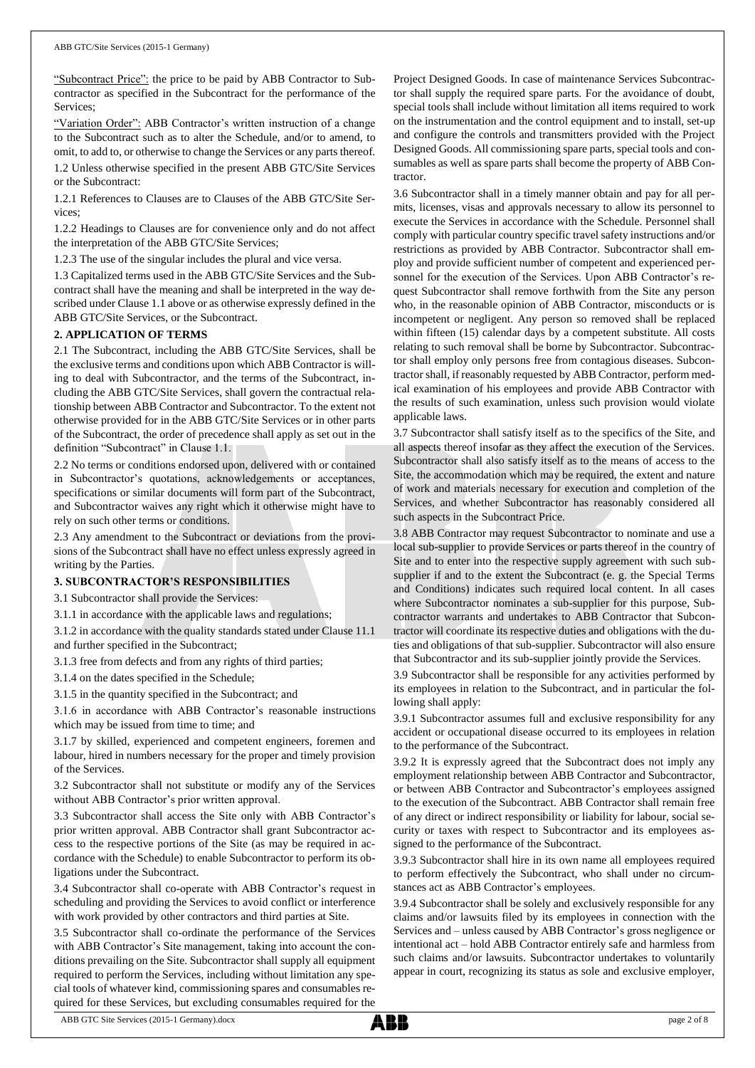"Subcontract Price": the price to be paid by ABB Contractor to Subcontractor as specified in the Subcontract for the performance of the Services;

"Variation Order": ABB Contractor's written instruction of a change to the Subcontract such as to alter the Schedule, and/or to amend, to omit, to add to, or otherwise to change the Services or any parts thereof.

1.2 Unless otherwise specified in the present ABB GTC/Site Services or the Subcontract:

1.2.1 References to Clauses are to Clauses of the ABB GTC/Site Services;

1.2.2 Headings to Clauses are for convenience only and do not affect the interpretation of the ABB GTC/Site Services;

1.2.3 The use of the singular includes the plural and vice versa.

1.3 Capitalized terms used in the ABB GTC/Site Services and the Subcontract shall have the meaning and shall be interpreted in the way described under Clause 1.1 above or as otherwise expressly defined in the ABB GTC/Site Services, or the Subcontract.

## 2. APPLICATION OF TERMS

2.1 The Subcontract, including the ABB GTC/Site Services, shall be the exclusive terms and conditions upon which ABB Contractor is willing to deal with Subcontractor, and the terms of the Subcontract, including the ABB GTC/Site Services, shall govern the contractual relationship between ABB Contractor and Subcontractor. To the extent not otherwise provided for in the ABB GTC/Site Services or in other parts of the Subcontract, the order of precedence shall apply as set out in the definition "Subcontract" in Clause 1.1.

2.2 No terms or conditions endorsed upon, delivered with or contained in Subcontractor's quotations, acknowledgements or acceptances, specifications or similar documents will form part of the Subcontract, and Subcontractor waives any right which it otherwise might have to rely on such other terms or conditions.

2.3 Any amendment to the Subcontract or deviations from the provisions of the Subcontract shall have no effect unless expressly agreed in writing by the Parties.

## 3. SUBCONTRACTOR'S RESPONSIBILITIES

3.1 Subcontractor shall provide the Services:

3.1.1 in accordance with the applicable laws and regulations;

3.1.2 in accordance with the quality standards stated under Clause 11.1 and further specified in the Subcontract;

3.1.3 free from defects and from any rights of third parties;

3.1.4 on the dates specified in the Schedule;

3.1.5 in the quantity specified in the Subcontract; and

3.1.6 in accordance with ABB Contractor's reasonable instructions which may be issued from time to time; and

3.1.7 by skilled, experienced and competent engineers, foremen and labour, hired in numbers necessary for the proper and timely provision of the Services.

3.2 Subcontractor shall not substitute or modify any of the Services without ABB Contractor's prior written approval.

3.3 Subcontractor shall access the Site only with ABB Contractor's prior written approval. ABB Contractor shall grant Subcontractor access to the respective portions of the Site (as may be required in accordance with the Schedule) to enable Subcontractor to perform its obligations under the Subcontract.

3.4 Subcontractor shall co-operate with ABB Contractor's request in scheduling and providing the Services to avoid conflict or interference with work provided by other contractors and third parties at Site.

3.5 Subcontractor shall co-ordinate the performance of the Services with ABB Contractor's Site management, taking into account the conditions prevailing on the Site. Subcontractor shall supply all equipment required to perform the Services, including without limitation any special tools of whatever kind, commissioning spares and consumables required for these Services, but excluding consumables required for the Project Designed Goods. In case of maintenance Services Subcontractor shall supply the required spare parts. For the avoidance of doubt, special tools shall include without limitation all items required to work on the instrumentation and the control equipment and to install, set-up and configure the controls and transmitters provided with the Project Designed Goods. All commissioning spare parts, special tools and consumables as well as spare parts shall become the property of ABB Contractor.

3.6 Subcontractor shall in a timely manner obtain and pay for all permits, licenses, visas and approvals necessary to allow its personnel to execute the Services in accordance with the Schedule. Personnel shall comply with particular country specific travel safety instructions and/or restrictions as provided by ABB Contractor. Subcontractor shall employ and provide sufficient number of competent and experienced personnel for the execution of the Services. Upon ABB Contractor's request Subcontractor shall remove forthwith from the Site any person who, in the reasonable opinion of ABB Contractor, misconducts or is incompetent or negligent. Any person so removed shall be replaced within fifteen (15) calendar days by a competent substitute. All costs relating to such removal shall be borne by Subcontractor. Subcontractor shall employ only persons free from contagious diseases. Subcontractor shall, if reasonably requested by ABB Contractor, perform medical examination of his employees and provide ABB Contractor with the results of such examination, unless such provision would violate applicable laws.

3.7 Subcontractor shall satisfy itself as to the specifics of the Site, and all aspects thereof insofar as they affect the execution of the Services. Subcontractor shall also satisfy itself as to the means of access to the Site, the accommodation which may be required, the extent and nature of work and materials necessary for execution and completion of the Services, and whether Subcontractor has reasonably considered all such aspects in the Subcontract Price.

3.8 ABB Contractor may request Subcontractor to nominate and use a local sub-supplier to provide Services or parts thereof in the country of Site and to enter into the respective supply agreement with such sub-supplier if and to the extent the Subcontract (e. g. the Special Terms and Conditions) indicates such required local content. In all cases where Subcontractor nominates a sub-supplier for this purpose, Subcontractor warrants and undertakes to ABB Contractor that Subcontractor will coordinate its respective duties and obligations with the duties and obligations of that sub-supplier. Subcontractor will also ensure that Subcontractor and its sub-supplier jointly provide the Services.

3.9 Subcontractor shall be responsible for any activities performed by its employees in relation to the Subcontract, and in particular the following shall apply:

3.9.1 Subcontractor assumes full and exclusive responsibility for any accident or occupational disease occurred to its employees in relation to the performance of the Subcontract.

3.9.2 It is expressly agreed that the Subcontract does not imply any employment relationship between ABB Contractor and Subcontractor, or between ABB Contractor and Subcontractor's employees assigned to the execution of the Subcontract. ABB Contractor shall remain free of any direct or indirect responsibility or liability for labour, social security or taxes with respect to Subcontractor and its employees assigned to the performance of the Subcontract.

3.9.3 Subcontractor shall hire in its own name all employees required to perform effectively the Subcontract, who shall under no circumstances act as ABB Contractor's employees.

3.9.4 Subcontractor shall be solely and exclusively responsible for any claims and/or lawsuits filed by its employees in connection with the Services and – unless caused by ABB Contractor's gross negligence or intentional act – hold ABB Contractor entirely safe and harmless from such claims and/or lawsuits. Subcontractor undertakes to voluntarily appear in court, recognizing its status as sole and exclusive employer,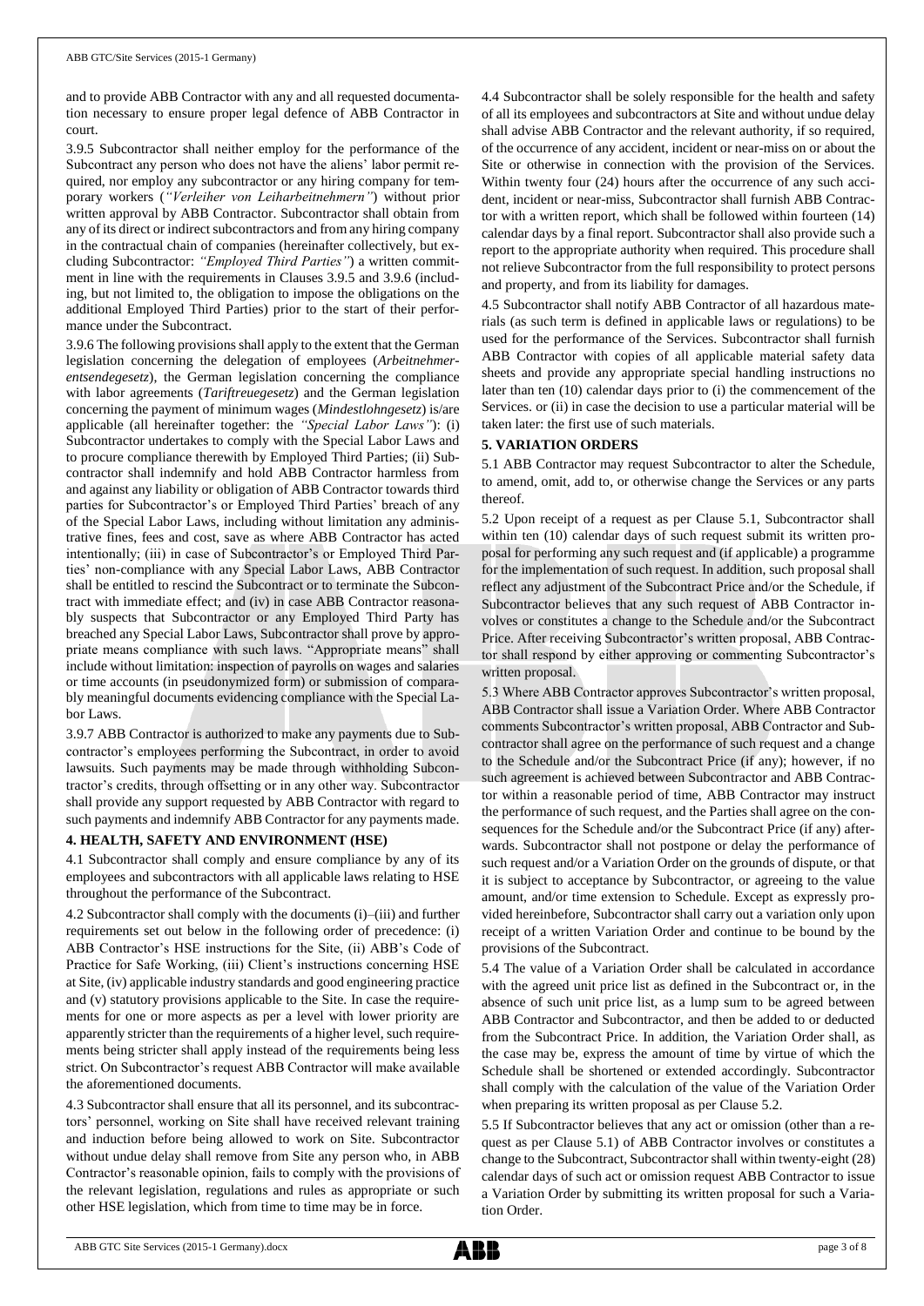and to provide ABB Contractor with any and all requested documentation necessary to ensure proper legal defence of ABB Contractor in court.

3.9.5 Subcontractor shall neither employ for the performance of the Subcontract any person who does not have the aliens' labor permit required, nor employ any subcontractor or any hiring company for temporary workers (*"Verleiher von Leiharbeitnehmern"*) without prior written approval by ABB Contractor. Subcontractor shall obtain from any of its direct or indirect subcontractors and from any hiring company in the contractual chain of companies (hereinafter collectively, but excluding Subcontractor: *"Employed Third Parties"*) a written commitment in line with the requirements in Clauses 3.9.5 and 3.9.6 (including, but not limited to, the obligation to impose the obligations on the additional Employed Third Parties) prior to the start of their performance under the Subcontract.

3.9.6 The following provisions shall apply to the extent that the German legislation concerning the delegation of employees (*Arbeitnehmerentsendegesetz*), the German legislation concerning the compliance with labor agreements (*Tariftreuegesetz*) and the German legislation concerning the payment of minimum wages (*Mindestlohngesetz*) is/are applicable (all hereinafter together: the *"Special Labor Laws"*): (i) Subcontractor undertakes to comply with the Special Labor Laws and to procure compliance therewith by Employed Third Parties; (ii) Subcontractor shall indemnify and hold ABB Contractor harmless from and against any liability or obligation of ABB Contractor towards third parties for Subcontractor's or Employed Third Parties' breach of any of the Special Labor Laws, including without limitation any administrative fines, fees and cost, save as where ABB Contractor has acted intentionally; (iii) in case of Subcontractor's or Employed Third Parties' non-compliance with any Special Labor Laws, ABB Contractor shall be entitled to rescind the Subcontract or to terminate the Subcontract with immediate effect; and (iv) in case ABB Contractor reasonably suspects that Subcontractor or any Employed Third Party has breached any Special Labor Laws, Subcontractor shall prove by appropriate means compliance with such laws. "Appropriate means" shall include without limitation: inspection of payrolls on wages and salaries or time accounts (in pseudonymized form) or submission of comparably meaningful documents evidencing compliance with the Special Labor Laws.

3.9.7 ABB Contractor is authorized to make any payments due to Subcontractor's employees performing the Subcontract, in order to avoid lawsuits. Such payments may be made through withholding Subcontractor's credits, through offsetting or in any other way. Subcontractor shall provide any support requested by ABB Contractor with regard to such payments and indemnify ABB Contractor for any payments made.

## 4. HEALTH, SAFETY AND ENVIRONMENT (HSE)

4.1 Subcontractor shall comply and ensure compliance by any of its employees and subcontractors with all applicable laws relating to HSE throughout the performance of the Subcontract.

4.2 Subcontractor shall comply with the documents (i)–(iii) and further requirements set out below in the following order of precedence: (i) ABB Contractor's HSE instructions for the Site, (ii) ABB's Code of Practice for Safe Working, (iii) Client's instructions concerning HSE at Site, (iv) applicable industry standards and good engineering practice and (v) statutory provisions applicable to the Site. In case the requirements for one or more aspects as per a level with lower priority are apparently stricter than the requirements of a higher level, such requirements being stricter shall apply instead of the requirements being less strict. On Subcontractor's request ABB Contractor will make available the aforementioned documents.

4.3 Subcontractor shall ensure that all its personnel, and its subcontractors' personnel, working on Site shall have received relevant training and induction before being allowed to work on Site. Subcontractor without undue delay shall remove from Site any person who, in ABB Contractor's reasonable opinion, fails to comply with the provisions of the relevant legislation, regulations and rules as appropriate or such other HSE legislation, which from time to time may be in force.

4.4 Subcontractor shall be solely responsible for the health and safety of all its employees and subcontractors at Site and without undue delay shall advise ABB Contractor and the relevant authority, if so required, of the occurrence of any accident, incident or near-miss on or about the Site or otherwise in connection with the provision of the Services. Within twenty four (24) hours after the occurrence of any such accident, incident or near-miss, Subcontractor shall furnish ABB Contractor with a written report, which shall be followed within fourteen (14) calendar days by a final report. Subcontractor shall also provide such a report to the appropriate authority when required. This procedure shall not relieve Subcontractor from the full responsibility to protect persons and property, and from its liability for damages.

4.5 Subcontractor shall notify ABB Contractor of all hazardous materials (as such term is defined in applicable laws or regulations) to be used for the performance of the Services. Subcontractor shall furnish ABB Contractor with copies of all applicable material safety data sheets and provide any appropriate special handling instructions no later than ten (10) calendar days prior to (i) the commencement of the Services. or (ii) in case the decision to use a particular material will be taken later: the first use of such materials.

## 5. VARIATION ORDERS

5.1 ABB Contractor may request Subcontractor to alter the Schedule, to amend, omit, add to, or otherwise change the Services or any parts thereof.

5.2 Upon receipt of a request as per Clause 5.1, Subcontractor shall within ten (10) calendar days of such request submit its written proposal for performing any such request and (if applicable) a programme for the implementation of such request. In addition, such proposal shall reflect any adjustment of the Subcontract Price and/or the Schedule, if Subcontractor believes that any such request of ABB Contractor involves or constitutes a change to the Schedule and/or the Subcontract Price. After receiving Subcontractor's written proposal, ABB Contractor shall respond by either approving or commenting Subcontractor's written proposal.

5.3 Where ABB Contractor approves Subcontractor's written proposal, ABB Contractor shall issue a Variation Order. Where ABB Contractor comments Subcontractor's written proposal, ABB Contractor and Subcontractor shall agree on the performance of such request and a change to the Schedule and/or the Subcontract Price (if any); however, if no such agreement is achieved between Subcontractor and ABB Contractor within a reasonable period of time, ABB Contractor may instruct the performance of such request, and the Parties shall agree on the consequences for the Schedule and/or the Subcontract Price (if any) afterwards. Subcontractor shall not postpone or delay the performance of such request and/or a Variation Order on the grounds of dispute, or that it is subject to acceptance by Subcontractor, or agreeing to the value amount, and/or time extension to Schedule. Except as expressly provided hereinbefore, Subcontractor shall carry out a variation only upon receipt of a written Variation Order and continue to be bound by the provisions of the Subcontract.

5.4 The value of a Variation Order shall be calculated in accordance with the agreed unit price list as defined in the Subcontract or, in the absence of such unit price list, as a lump sum to be agreed between ABB Contractor and Subcontractor, and then be added to or deducted from the Subcontract Price. In addition, the Variation Order shall, as the case may be, express the amount of time by virtue of which the Schedule shall be shortened or extended accordingly. Subcontractor shall comply with the calculation of the value of the Variation Order when preparing its written proposal as per Clause 5.2.

5.5 If Subcontractor believes that any act or omission (other than a request as per Clause 5.1) of ABB Contractor involves or constitutes a change to the Subcontract, Subcontractor shall within twenty-eight (28) calendar days of such act or omission request ABB Contractor to issue a Variation Order by submitting its written proposal for such a Variation Order.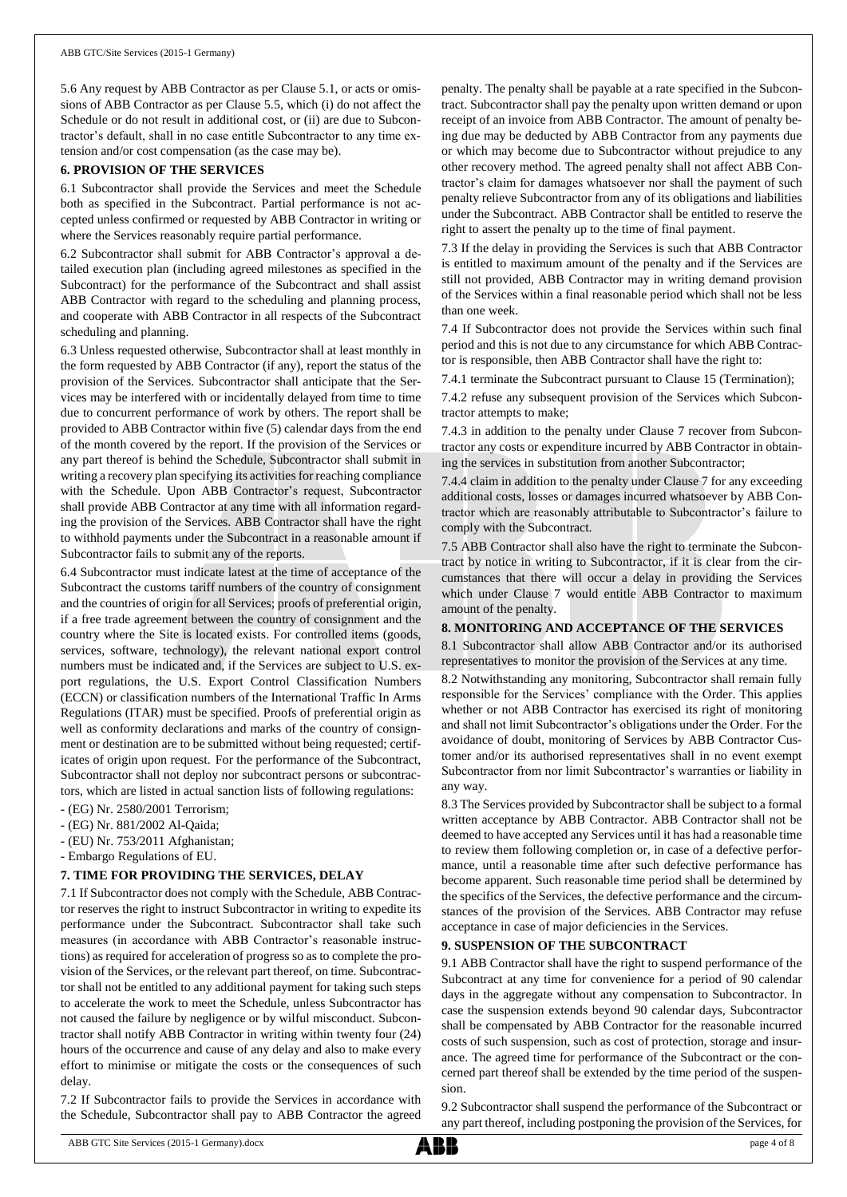5.6 Any request by ABB Contractor as per Clause 5.1, or acts or omissions of ABB Contractor as per Clause 5.5, which (i) do not affect the Schedule or do not result in additional cost, or (ii) are due to Subcontractor's default, shall in no case entitle Subcontractor to any time extension and/or cost compensation (as the case may be).

**6. PROVISION OF THE SERVICES**

6.1 Subcontractor shall provide the Services and meet the Schedule both as specified in the Subcontract. Partial performance is not accepted unless confirmed or requested by ABB Contractor in writing or where the Services reasonably require partial performance.

6.2 Subcontractor shall submit for ABB Contractor's approval a detailed execution plan (including agreed milestones as specified in the Subcontract) for the performance of the Subcontract and shall assist ABB Contractor with regard to the scheduling and planning process, and cooperate with ABB Contractor in all respects of the Subcontract scheduling and planning.

6.3 Unless requested otherwise, Subcontractor shall at least monthly in the form requested by ABB Contractor (if any), report the status of the provision of the Services. Subcontractor shall anticipate that the Services may be interfered with or incidentally delayed from time to time due to concurrent performance of work by others. The report shall be provided to ABB Contractor within five (5) calendar days from the end of the month covered by the report. If the provision of the Services or any part thereof is behind the Schedule, Subcontractor shall submit in writing a recovery plan specifying its activities for reaching compliance with the Schedule. Upon ABB Contractor's request, Subcontractor shall provide ABB Contractor at any time with all information regarding the provision of the Services. ABB Contractor shall have the right to withhold payments under the Subcontract in a reasonable amount if Subcontractor fails to submit any of the reports.

6.4 Subcontractor must indicate latest at the time of acceptance of the Subcontract the customs tariff numbers of the country of consignment and the countries of origin for all Services; proofs of preferential origin, if a free trade agreement between the country of consignment and the country where the Site is located exists. For controlled items (goods, services, software, technology), the relevant national export control numbers must be indicated and, if the Services are subject to U.S. export regulations, the U.S. Export Control Classification Numbers (ECCN) or classification numbers of the International Traffic In Arms Regulations (ITAR) must be specified. Proofs of preferential origin as well as conformity declarations and marks of the country of consignment or destination are to be submitted without being requested; certificates of origin upon request. For the performance of the Subcontract, Subcontractor shall not deploy nor subcontract persons or subcontractors, which are listed in actual sanction lists of following regulations:

- (EG) Nr. 2580/2001 Terrorism;
- (EG) Nr. 881/2002 Al-Qaida;
- (EU) Nr. 753/2011 Afghanistan;
- Embargo Regulations of EU.

**7. TIME FOR PROVIDING THE SERVICES, DELAY**

7.1 If Subcontractor does not comply with the Schedule, ABB Contractor reserves the right to instruct Subcontractor in writing to expedite its performance under the Subcontract. Subcontractor shall take such measures (in accordance with ABB Contractor's reasonable instructions) as required for acceleration of progress so as to complete the provision of the Services, or the relevant part thereof, on time. Subcontractor shall not be entitled to any additional payment for taking such steps to accelerate the work to meet the Schedule, unless Subcontractor has not caused the failure by negligence or by wilful misconduct. Subcontractor shall notify ABB Contractor in writing within twenty four (24) hours of the occurrence and cause of any delay and also to make every effort to minimise or mitigate the costs or the consequences of such delay.

7.2 If Subcontractor fails to provide the Services in accordance with the Schedule, Subcontractor shall pay to ABB Contractor the agreed penalty. The penalty shall be payable at a rate specified in the Subcontract. Subcontractor shall pay the penalty upon written demand or upon receipt of an invoice from ABB Contractor. The amount of penalty being due may be deducted by ABB Contractor from any payments due or which may become due to Subcontractor without prejudice to any other recovery method. The agreed penalty shall not affect ABB Contractor's claim for damages whatsoever nor shall the payment of such penalty relieve Subcontractor from any of its obligations and liabilities under the Subcontract. ABB Contractor shall be entitled to reserve the right to assert the penalty up to the time of final payment.

7.3 If the delay in providing the Services is such that ABB Contractor is entitled to maximum amount of the penalty and if the Services are still not provided, ABB Contractor may in writing demand provision of the Services within a final reasonable period which shall not be less than one week.

7.4 If Subcontractor does not provide the Services within such final period and this is not due to any circumstance for which ABB Contractor is responsible, then ABB Contractor shall have the right to:

7.4.1 terminate the Subcontract pursuant to Clause 15 (Termination);

7.4.2 refuse any subsequent provision of the Services which Subcontractor attempts to make;

7.4.3 in addition to the penalty under Clause 7 recover from Subcontractor any costs or expenditure incurred by ABB Contractor in obtaining the services in substitution from another Subcontractor;

7.4.4 claim in addition to the penalty under Clause 7 for any exceeding additional costs, losses or damages incurred whatsoever by ABB Contractor which are reasonably attributable to Subcontractor's failure to comply with the Subcontract.

7.5 ABB Contractor shall also have the right to terminate the Subcontract by notice in writing to Subcontractor, if it is clear from the circumstances that there will occur a delay in providing the Services which under Clause 7 would entitle ABB Contractor to maximum amount of the penalty.

**8. MONITORING AND ACCEPTANCE OF THE SERVICES**

8.1 Subcontractor shall allow ABB Contractor and/or its authorised representatives to monitor the provision of the Services at any time.

8.2 Notwithstanding any monitoring, Subcontractor shall remain fully responsible for the Services' compliance with the Order. This applies whether or not ABB Contractor has exercised its right of monitoring and shall not limit Subcontractor's obligations under the Order. For the avoidance of doubt, monitoring of Services by ABB Contractor Customer and/or its authorised representatives shall in no event exempt Subcontractor from nor limit Subcontractor's warranties or liability in any way.

8.3 The Services provided by Subcontractor shall be subject to a formal written acceptance by ABB Contractor. ABB Contractor shall not be deemed to have accepted any Services until it has had a reasonable time to review them following completion or, in case of a defective performance, until a reasonable time after such defective performance has become apparent. Such reasonable time period shall be determined by the specifics of the Services, the defective performance and the circumstances of the provision of the Services. ABB Contractor may refuse acceptance in case of major deficiencies in the Services.

**9. SUSPENSION OF THE SUBCONTRACT**

9.1 ABB Contractor shall have the right to suspend performance of the Subcontract at any time for convenience for a period of 90 calendar days in the aggregate without any compensation to Subcontractor. In case the suspension extends beyond 90 calendar days, Subcontractor shall be compensated by ABB Contractor for the reasonable incurred costs of such suspension, such as cost of protection, storage and insurance. The agreed time for performance of the Subcontract or the concerned part thereof shall be extended by the time period of the suspension.

9.2 Subcontractor shall suspend the performance of the Subcontract or any part thereof, including postponing the provision of the Services, for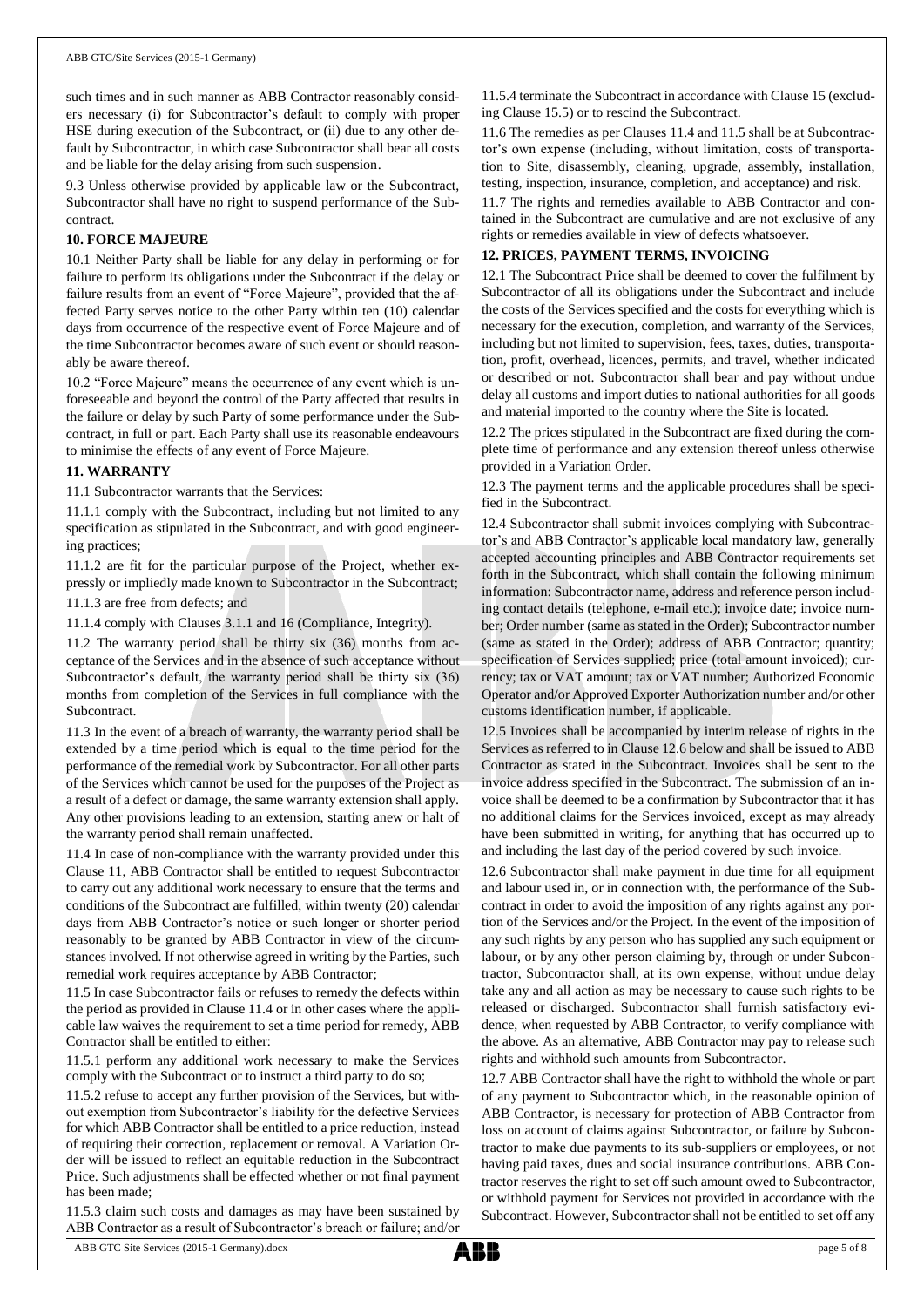such times and in such manner as ABB Contractor reasonably considers necessary (i) for Subcontractor's default to comply with proper HSE during execution of the Subcontract, or (ii) due to any other default by Subcontractor, in which case Subcontractor shall bear all costs and be liable for the delay arising from such suspension.

9.3 Unless otherwise provided by applicable law or the Subcontract, Subcontractor shall have no right to suspend performance of the Subcontract.

## 10. FORCE MAJEURE

10.1 Neither Party shall be liable for any delay in performing or for failure to perform its obligations under the Subcontract if the delay or failure results from an event of "Force Majeure", provided that the affected Party serves notice to the other Party within ten (10) calendar days from occurrence of the respective event of Force Majeure and of the time Subcontractor becomes aware of such event or should reasonably be aware thereof.

10.2 "Force Majeure" means the occurrence of any event which is unforeseeable and beyond the control of the Party affected that results in the failure or delay by such Party of some performance under the Subcontract, in full or part. Each Party shall use its reasonable endeavours to minimise the effects of any event of Force Majeure.

## 11. WARRANTY

11.1 Subcontractor warrants that the Services:

11.1.1 comply with the Subcontract, including but not limited to any specification as stipulated in the Subcontract, and with good engineering practices;

11.1.2 are fit for the particular purpose of the Project, whether expressly or impliedly made known to Subcontractor in the Subcontract;

11.1.3 are free from defects; and

11.1.4 comply with Clauses 3.1.1 and 16 (Compliance, Integrity).

11.2 The warranty period shall be thirty six (36) months from acceptance of the Services and in the absence of such acceptance without Subcontractor's default, the warranty period shall be thirty six (36) months from completion of the Services in full compliance with the Subcontract.

11.3 In the event of a breach of warranty, the warranty period shall be extended by a time period which is equal to the time period for the performance of the remedial work by Subcontractor. For all other parts of the Services which cannot be used for the purposes of the Project as a result of a defect or damage, the same warranty extension shall apply. Any other provisions leading to an extension, starting anew or halt of the warranty period shall remain unaffected.

11.4 In case of non-compliance with the warranty provided under this Clause 11, ABB Contractor shall be entitled to request Subcontractor to carry out any additional work necessary to ensure that the terms and conditions of the Subcontract are fulfilled, within twenty (20) calendar days from ABB Contractor's notice or such longer or shorter period reasonably to be granted by ABB Contractor in view of the circumstances involved. If not otherwise agreed in writing by the Parties, such remedial work requires acceptance by ABB Contractor;

11.5 In case Subcontractor fails or refuses to remedy the defects within the period as provided in Clause 11.4 or in other cases where the applicable law waives the requirement to set a time period for remedy, ABB Contractor shall be entitled to either:

11.5.1 perform any additional work necessary to make the Services comply with the Subcontract or to instruct a third party to do so;

11.5.2 refuse to accept any further provision of the Services, but without exemption from Subcontractor's liability for the defective Services for which ABB Contractor shall be entitled to a price reduction, instead of requiring their correction, replacement or removal. A Variation Order will be issued to reflect an equitable reduction in the Subcontract Price. Such adjustments shall be effected whether or not final payment has been made;

11.5.3 claim such costs and damages as may have been sustained by ABB Contractor as a result of Subcontractor's breach or failure; and/or

11.5.4 terminate the Subcontract in accordance with Clause 15 (excluding Clause 15.5) or to rescind the Subcontract.

11.6 The remedies as per Clauses 11.4 and 11.5 shall be at Subcontractor's own expense (including, without limitation, costs of transportation to Site, disassembly, cleaning, upgrade, assembly, installation, testing, inspection, insurance, completion, and acceptance) and risk.

11.7 The rights and remedies available to ABB Contractor and contained in the Subcontract are cumulative and are not exclusive of any rights or remedies available in view of defects whatsoever.

## 12. PRICES, PAYMENT TERMS, INVOICING

12.1 The Subcontract Price shall be deemed to cover the fulfilment by Subcontractor of all its obligations under the Subcontract and include the costs of the Services specified and the costs for everything which is necessary for the execution, completion, and warranty of the Services, including but not limited to supervision, fees, taxes, duties, transportation, profit, overhead, licences, permits, and travel, whether indicated or described or not. Subcontractor shall bear and pay without undue delay all customs and import duties to national authorities for all goods and material imported to the country where the Site is located.

12.2 The prices stipulated in the Subcontract are fixed during the complete time of performance and any extension thereof unless otherwise provided in a Variation Order.

12.3 The payment terms and the applicable procedures shall be specified in the Subcontract.

12.4 Subcontractor shall submit invoices complying with Subcontractor's and ABB Contractor's applicable local mandatory law, generally accepted accounting principles and ABB Contractor requirements set forth in the Subcontract, which shall contain the following minimum information: Subcontractor name, address and reference person including contact details (telephone, e-mail etc.); invoice date; invoice number; Order number (same as stated in the Order); Subcontractor number (same as stated in the Order); address of ABB Contractor; quantity; specification of Services supplied; price (total amount invoiced); currency; tax or VAT amount; tax or VAT number; Authorized Economic Operator and/or Approved Exporter Authorization number and/or other customs identification number, if applicable.

12.5 Invoices shall be accompanied by interim release of rights in the Services as referred to in Clause 12.6 below and shall be issued to ABB Contractor as stated in the Subcontract. Invoices shall be sent to the invoice address specified in the Subcontract. The submission of an invoice shall be deemed to be a confirmation by Subcontractor that it has no additional claims for the Services invoiced, except as may already have been submitted in writing, for anything that has occurred up to and including the last day of the period covered by such invoice.

12.6 Subcontractor shall make payment in due time for all equipment and labour used in, or in connection with, the performance of the Subcontract in order to avoid the imposition of any rights against any portion of the Services and/or the Project. In the event of the imposition of any such rights by any person who has supplied any such equipment or labour, or by any other person claiming by, through or under Subcontractor, Subcontractor shall, at its own expense, without undue delay take any and all action as may be necessary to cause such rights to be released or discharged. Subcontractor shall furnish satisfactory evidence, when requested by ABB Contractor, to verify compliance with the above. As an alternative, ABB Contractor may pay to release such rights and withhold such amounts from Subcontractor.

12.7 ABB Contractor shall have the right to withhold the whole or part of any payment to Subcontractor which, in the reasonable opinion of ABB Contractor, is necessary for protection of ABB Contractor from loss on account of claims against Subcontractor, or failure by Subcontractor to make due payments to its sub-suppliers or employees, or not having paid taxes, dues and social insurance contributions. ABB Contractor reserves the right to set off such amount owed to Subcontractor, or withhold payment for Services not provided in accordance with the Subcontract. However, Subcontractor shall not be entitled to set off any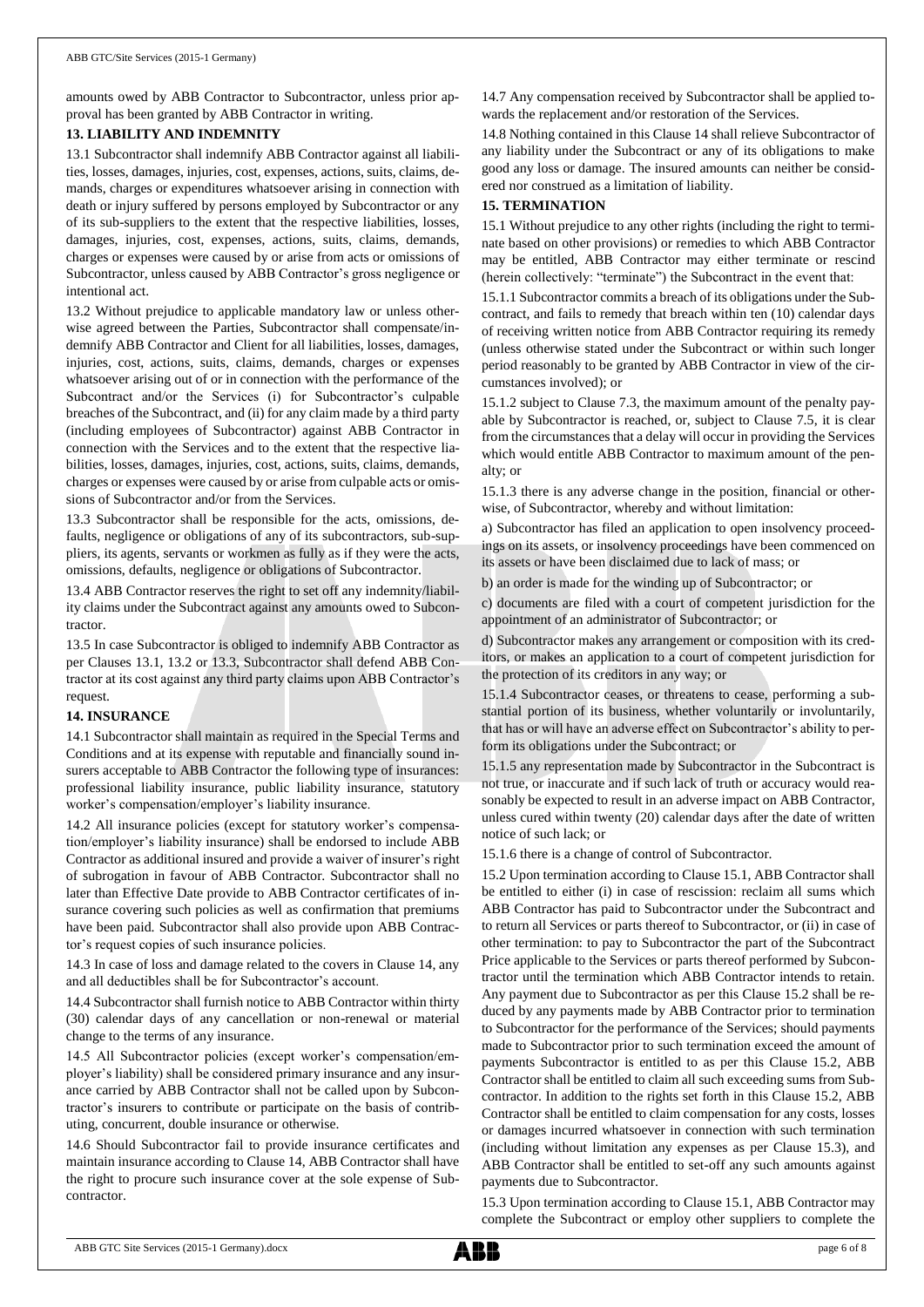amounts owed by ABB Contractor to Subcontractor, unless prior approval has been granted by ABB Contractor in writing.

## 13. LIABILITY AND INDEMNITY

13.1 Subcontractor shall indemnify ABB Contractor against all liabilities, losses, damages, injuries, cost, expenses, actions, suits, claims, demands, charges or expenditures whatsoever arising in connection with death or injury suffered by persons employed by Subcontractor or any of its sub-suppliers to the extent that the respective liabilities, losses, damages, injuries, cost, expenses, actions, suits, claims, demands, charges or expenses were caused by or arise from acts or omissions of Subcontractor, unless caused by ABB Contractor's gross negligence or intentional act.

13.2 Without prejudice to applicable mandatory law or unless otherwise agreed between the Parties, Subcontractor shall compensate/indemnify ABB Contractor and Client for all liabilities, losses, damages, injuries, cost, actions, suits, claims, demands, charges or expenses whatsoever arising out of or in connection with the performance of the Subcontract and/or the Services (i) for Subcontractor's culpable breaches of the Subcontract, and (ii) for any claim made by a third party (including employees of Subcontractor) against ABB Contractor in connection with the Services and to the extent that the respective liabilities, losses, damages, injuries, cost, actions, suits, claims, demands, charges or expenses were caused by or arise from culpable acts or omissions of Subcontractor and/or from the Services.

13.3 Subcontractor shall be responsible for the acts, omissions, defaults, negligence or obligations of any of its subcontractors, sub-suppliers, its agents, servants or workmen as fully as if they were the acts, omissions, defaults, negligence or obligations of Subcontractor.

13.4 ABB Contractor reserves the right to set off any indemnity/liability claims under the Subcontract against any amounts owed to Subcontractor.

13.5 In case Subcontractor is obliged to indemnify ABB Contractor as per Clauses 13.1, 13.2 or 13.3, Subcontractor shall defend ABB Contractor at its cost against any third party claims upon ABB Contractor's request.

## 14. INSURANCE

14.1 Subcontractor shall maintain as required in the Special Terms and Conditions and at its expense with reputable and financially sound insurers acceptable to ABB Contractor the following type of insurances: professional liability insurance, public liability insurance, statutory worker's compensation/employer's liability insurance.

14.2 All insurance policies (except for statutory worker's compensation/employer's liability insurance) shall be endorsed to include ABB Contractor as additional insured and provide a waiver of insurer's right of subrogation in favour of ABB Contractor. Subcontractor shall no later than Effective Date provide to ABB Contractor certificates of insurance covering such policies as well as confirmation that premiums have been paid. Subcontractor shall also provide upon ABB Contractor's request copies of such insurance policies.

14.3 In case of loss and damage related to the covers in Clause 14, any and all deductibles shall be for Subcontractor's account.

14.4 Subcontractor shall furnish notice to ABB Contractor within thirty (30) calendar days of any cancellation or non-renewal or material change to the terms of any insurance.

14.5 All Subcontractor policies (except worker's compensation/employer's liability) shall be considered primary insurance and any insurance carried by ABB Contractor shall not be called upon by Subcontractor's insurers to contribute or participate on the basis of contributing, concurrent, double insurance or otherwise.

14.6 Should Subcontractor fail to provide insurance certificates and maintain insurance according to Clause 14, ABB Contractor shall have the right to procure such insurance cover at the sole expense of Subcontractor.

14.7 Any compensation received by Subcontractor shall be applied towards the replacement and/or restoration of the Services.

14.8 Nothing contained in this Clause 14 shall relieve Subcontractor of any liability under the Subcontract or any of its obligations to make good any loss or damage. The insured amounts can neither be considered nor construed as a limitation of liability.

## 15. TERMINATION

15.1 Without prejudice to any other rights (including the right to terminate based on other provisions) or remedies to which ABB Contractor may be entitled, ABB Contractor may either terminate or rescind (herein collectively: "terminate") the Subcontract in the event that:

15.1.1 Subcontractor commits a breach of its obligations under the Subcontract, and fails to remedy that breach within ten (10) calendar days of receiving written notice from ABB Contractor requiring its remedy (unless otherwise stated under the Subcontract or within such longer period reasonably to be granted by ABB Contractor in view of the circumstances involved); or

15.1.2 subject to Clause 7.3, the maximum amount of the penalty payable by Subcontractor is reached, or, subject to Clause 7.5, it is clear from the circumstances that a delay will occur in providing the Services which would entitle ABB Contractor to maximum amount of the penalty; or

15.1.3 there is any adverse change in the position, financial or otherwise, of Subcontractor, whereby and without limitation:

a) Subcontractor has filed an application to open insolvency proceedings on its assets, or insolvency proceedings have been commenced on its assets or have been disclaimed due to lack of mass; or

b) an order is made for the winding up of Subcontractor; or

c) documents are filed with a court of competent jurisdiction for the appointment of an administrator of Subcontractor; or

d) Subcontractor makes any arrangement or composition with its creditors, or makes an application to a court of competent jurisdiction for the protection of its creditors in any way; or

15.1.4 Subcontractor ceases, or threatens to cease, performing a substantial portion of its business, whether voluntarily or involuntarily, that has or will have an adverse effect on Subcontractor's ability to perform its obligations under the Subcontract; or

15.1.5 any representation made by Subcontractor in the Subcontract is not true, or inaccurate and if such lack of truth or accuracy would reasonably be expected to result in an adverse impact on ABB Contractor, unless cured within twenty (20) calendar days after the date of written notice of such lack; or

15.1.6 there is a change of control of Subcontractor.

15.2 Upon termination according to Clause 15.1, ABB Contractor shall be entitled to either (i) in case of rescission: reclaim all sums which ABB Contractor has paid to Subcontractor under the Subcontract and to return all Services or parts thereof to Subcontractor, or (ii) in case of other termination: to pay to Subcontractor the part of the Subcontract Price applicable to the Services or parts thereof performed by Subcontractor until the termination which ABB Contractor intends to retain. Any payment due to Subcontractor as per this Clause 15.2 shall be reduced by any payments made by ABB Contractor prior to termination to Subcontractor for the performance of the Services; should payments made to Subcontractor prior to such termination exceed the amount of payments Subcontractor is entitled to as per this Clause 15.2, ABB Contractor shall be entitled to claim all such exceeding sums from Subcontractor. In addition to the rights set forth in this Clause 15.2, ABB Contractor shall be entitled to claim compensation for any costs, losses or damages incurred whatsoever in connection with such termination (including without limitation any expenses as per Clause 15.3), and ABB Contractor shall be entitled to set-off any such amounts against payments due to Subcontractor.

15.3 Upon termination according to Clause 15.1, ABB Contractor may complete the Subcontract or employ other suppliers to complete the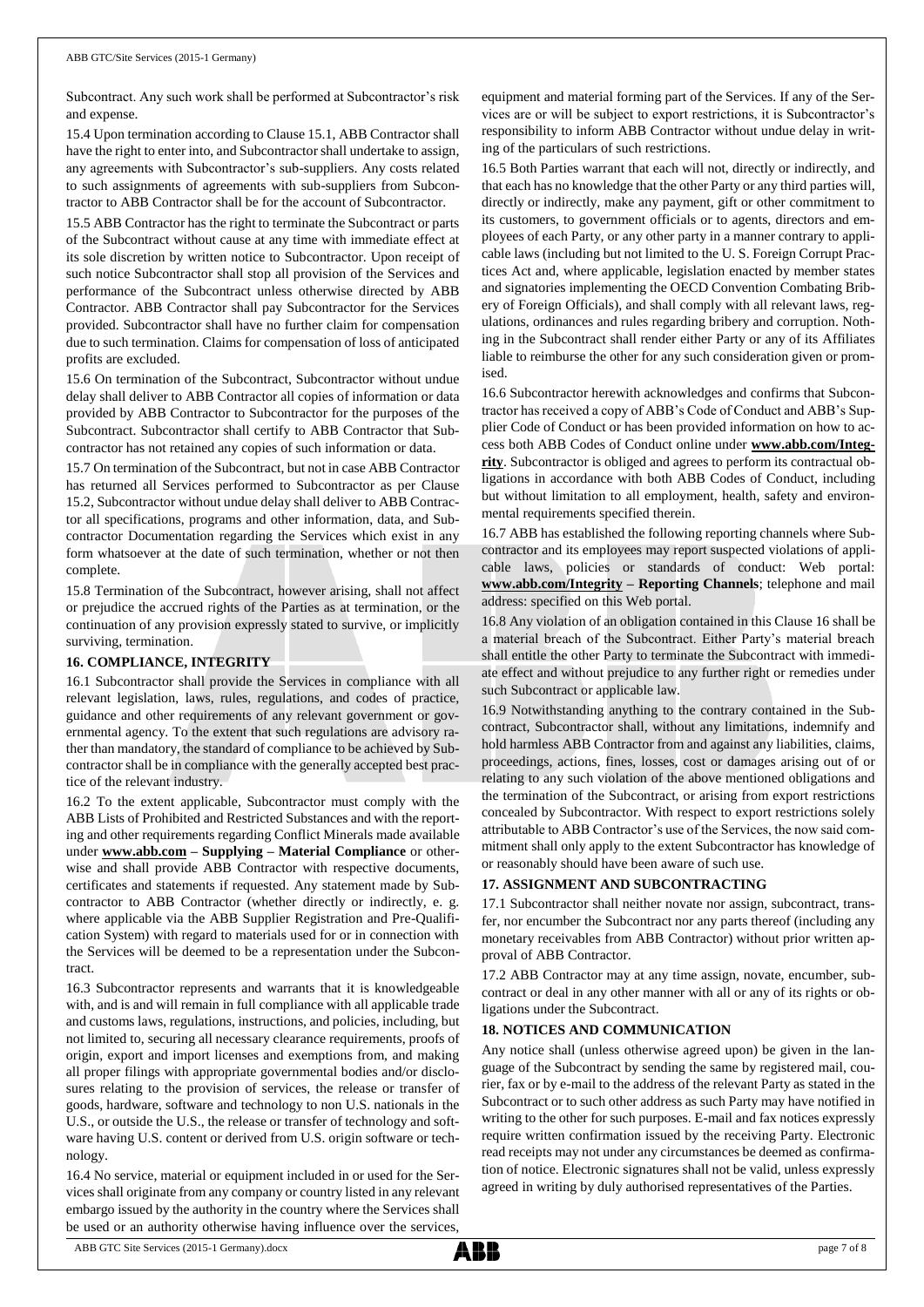Subcontract. Any such work shall be performed at Subcontractor's risk and expense.

15.4 Upon termination according to Clause 15.1, ABB Contractor shall have the right to enter into, and Subcontractor shall undertake to assign, any agreements with Subcontractor's sub-suppliers. Any costs related to such assignments of agreements with sub-suppliers from Subcontractor to ABB Contractor shall be for the account of Subcontractor.

15.5 ABB Contractor has the right to terminate the Subcontract or parts of the Subcontract without cause at any time with immediate effect at its sole discretion by written notice to Subcontractor. Upon receipt of such notice Subcontractor shall stop all provision of the Services and performance of the Subcontract unless otherwise directed by ABB Contractor. ABB Contractor shall pay Subcontractor for the Services provided. Subcontractor shall have no further claim for compensation due to such termination. Claims for compensation of loss of anticipated profits are excluded.

15.6 On termination of the Subcontract, Subcontractor without undue delay shall deliver to ABB Contractor all copies of information or data provided by ABB Contractor to Subcontractor for the purposes of the Subcontract. Subcontractor shall certify to ABB Contractor that Subcontractor has not retained any copies of such information or data.

15.7 On termination of the Subcontract, but not in case ABB Contractor has returned all Services performed to Subcontractor as per Clause 15.2, Subcontractor without undue delay shall deliver to ABB Contractor all specifications, programs and other information, data, and Subcontractor Documentation regarding the Services which exist in any form whatsoever at the date of such termination, whether or not then complete.

15.8 Termination of the Subcontract, however arising, shall not affect or prejudice the accrued rights of the Parties as at termination, or the continuation of any provision expressly stated to survive, or implicitly surviving, termination.

**16. COMPLIANCE, INTEGRITY**

16.1 Subcontractor shall provide the Services in compliance with all relevant legislation, laws, rules, regulations, and codes of practice, guidance and other requirements of any relevant government or governmental agency. To the extent that such regulations are advisory rather than mandatory, the standard of compliance to be achieved by Subcontractor shall be in compliance with the generally accepted best practice of the relevant industry.

16.2 To the extent applicable, Subcontractor must comply with the ABB Lists of Prohibited and Restricted Substances and with the reporting and other requirements regarding Conflict Minerals made available under **www.abb.com – Supplying – Material Compliance** or otherwise and shall provide ABB Contractor with respective documents, certificates and statements if requested. Any statement made by Subcontractor to ABB Contractor (whether directly or indirectly, e. g. where applicable via the ABB Supplier Registration and Pre-Qualification System) with regard to materials used for or in connection with the Services will be deemed to be a representation under the Subcontract.

16.3 Subcontractor represents and warrants that it is knowledgeable with, and is and will remain in full compliance with all applicable trade and customs laws, regulations, instructions, and policies, including, but not limited to, securing all necessary clearance requirements, proofs of origin, export and import licenses and exemptions from, and making all proper filings with appropriate governmental bodies and/or disclosures relating to the provision of services, the release or transfer of goods, hardware, software and technology to non U.S. nationals in the U.S., or outside the U.S., the release or transfer of technology and software having U.S. content or derived from U.S. origin software or technology.

16.4 No service, material or equipment included in or used for the Services shall originate from any company or country listed in any relevant embargo issued by the authority in the country where the Services shall be used or an authority otherwise having influence over the services, equipment and material forming part of the Services. If any of the Services are or will be subject to export restrictions, it is Subcontractor's responsibility to inform ABB Contractor without undue delay in writing of the particulars of such restrictions.

16.5 Both Parties warrant that each will not, directly or indirectly, and that each has no knowledge that the other Party or any third parties will, directly or indirectly, make any payment, gift or other commitment to its customers, to government officials or to agents, directors and employees of each Party, or any other party in a manner contrary to applicable laws (including but not limited to the U. S. Foreign Corrupt Practices Act and, where applicable, legislation enacted by member states and signatories implementing the OECD Convention Combating Bribery of Foreign Officials), and shall comply with all relevant laws, regulations, ordinances and rules regarding bribery and corruption. Nothing in the Subcontract shall render either Party or any of its Affiliates liable to reimburse the other for any such consideration given or promised.

16.6 Subcontractor herewith acknowledges and confirms that Subcontractor has received a copy of ABB's Code of Conduct and ABB's Supplier Code of Conduct or has been provided information on how to access both ABB Codes of Conduct online under **www.abb.com/Integrity**. Subcontractor is obliged and agrees to perform its contractual obligations in accordance with both ABB Codes of Conduct, including but without limitation to all employment, health, safety and environmental requirements specified therein.

16.7 ABB has established the following reporting channels where Subcontractor and its employees may report suspected violations of applicable laws, policies or standards of conduct: Web portal: **www.abb.com/Integrity – Reporting Channels**; telephone and mail address: specified on this Web portal.

16.8 Any violation of an obligation contained in this Clause 16 shall be a material breach of the Subcontract. Either Party's material breach shall entitle the other Party to terminate the Subcontract with immediate effect and without prejudice to any further right or remedies under such Subcontract or applicable law.

16.9 Notwithstanding anything to the contrary contained in the Subcontract, Subcontractor shall, without any limitations, indemnify and hold harmless ABB Contractor from and against any liabilities, claims, proceedings, actions, fines, losses, cost or damages arising out of or relating to any such violation of the above mentioned obligations and the termination of the Subcontract, or arising from export restrictions concealed by Subcontractor. With respect to export restrictions solely attributable to ABB Contractor's use of the Services, the now said commitment shall only apply to the extent Subcontractor has knowledge of or reasonably should have been aware of such use.

**17. ASSIGNMENT AND SUBCONTRACTING**

17.1 Subcontractor shall neither novate nor assign, subcontract, transfer, nor encumber the Subcontract nor any parts thereof (including any monetary receivables from ABB Contractor) without prior written approval of ABB Contractor.

17.2 ABB Contractor may at any time assign, novate, encumber, subcontract or deal in any other manner with all or any of its rights or obligations under the Subcontract.

**18. NOTICES AND COMMUNICATION**

Any notice shall (unless otherwise agreed upon) be given in the language of the Subcontract by sending the same by registered mail, courier, fax or by e-mail to the address of the relevant Party as stated in the Subcontract or to such other address as such Party may have notified in writing to the other for such purposes. E-mail and fax notices expressly require written confirmation issued by the receiving Party. Electronic read receipts may not under any circumstances be deemed as confirmation of notice. Electronic signatures shall not be valid, unless expressly agreed in writing by duly authorised representatives of the Parties.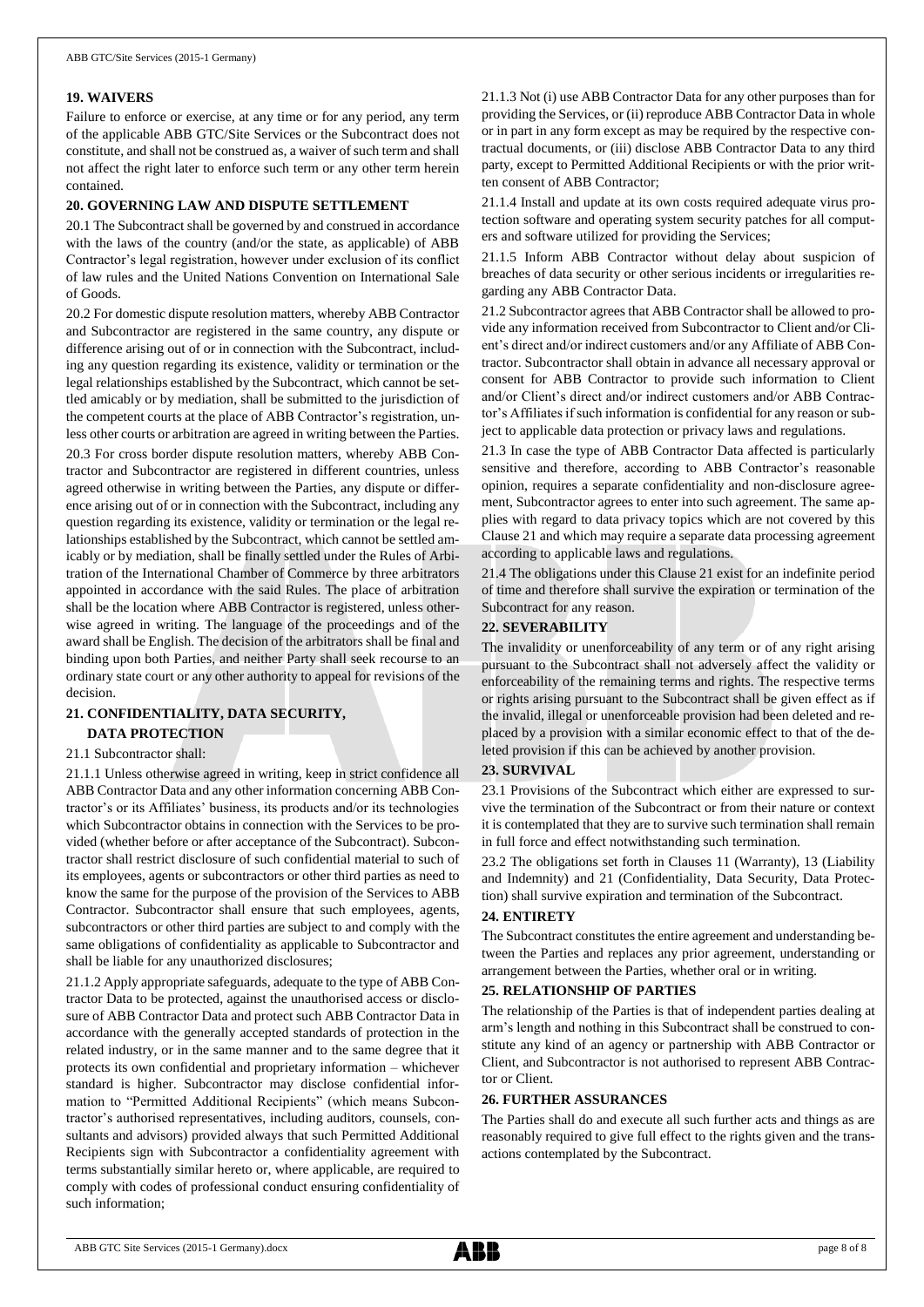## 19. WAIVERS

Failure to enforce or exercise, at any time or for any period, any term of the applicable ABB GTC/Site Services or the Subcontract does not constitute, and shall not be construed as, a waiver of such term and shall not affect the right later to enforce such term or any other term herein contained.

## 20. GOVERNING LAW AND DISPUTE SETTLEMENT

20.1 The Subcontract shall be governed by and construed in accordance with the laws of the country (and/or the state, as applicable) of ABB Contractor's legal registration, however under exclusion of its conflict of law rules and the United Nations Convention on International Sale of Goods.

20.2 For domestic dispute resolution matters, whereby ABB Contractor and Subcontractor are registered in the same country, any dispute or difference arising out of or in connection with the Subcontract, including any question regarding its existence, validity or termination or the legal relationships established by the Subcontract, which cannot be settled amicably or by mediation, shall be submitted to the jurisdiction of the competent courts at the place of ABB Contractor's registration, unless other courts or arbitration are agreed in writing between the Parties.

20.3 For cross border dispute resolution matters, whereby ABB Contractor and Subcontractor are registered in different countries, unless agreed otherwise in writing between the Parties, any dispute or difference arising out of or in connection with the Subcontract, including any question regarding its existence, validity or termination or the legal relationships established by the Subcontract, which cannot be settled amicably or by mediation, shall be finally settled under the Rules of Arbitration of the International Chamber of Commerce by three arbitrators appointed in accordance with the said Rules. The place of arbitration shall be the location where ABB Contractor is registered, unless otherwise agreed in writing. The language of the proceedings and of the award shall be English. The decision of the arbitrators shall be final and binding upon both Parties, and neither Party shall seek recourse to an ordinary state court or any other authority to appeal for revisions of the decision.

## 21. CONFIDENTIALITY, DATA SECURITY, DATA PROTECTION

21.1 Subcontractor shall:

21.1.1 Unless otherwise agreed in writing, keep in strict confidence all ABB Contractor Data and any other information concerning ABB Contractor's or its Affiliates' business, its products and/or its technologies which Subcontractor obtains in connection with the Services to be provided (whether before or after acceptance of the Subcontract). Subcontractor shall restrict disclosure of such confidential material to such of its employees, agents or subcontractors or other third parties as need to know the same for the purpose of the provision of the Services to ABB Contractor. Subcontractor shall ensure that such employees, agents, subcontractors or other third parties are subject to and comply with the same obligations of confidentiality as applicable to Subcontractor and shall be liable for any unauthorized disclosures;

21.1.2 Apply appropriate safeguards, adequate to the type of ABB Contractor Data to be protected, against the unauthorised access or disclosure of ABB Contractor Data and protect such ABB Contractor Data in accordance with the generally accepted standards of protection in the related industry, or in the same manner and to the same degree that it protects its own confidential and proprietary information – whichever standard is higher. Subcontractor may disclose confidential information to "Permitted Additional Recipients" (which means Subcontractor's authorised representatives, including auditors, counsels, consultants and advisors) provided always that such Permitted Additional Recipients sign with Subcontractor a confidentiality agreement with terms substantially similar hereto or, where applicable, are required to comply with codes of professional conduct ensuring confidentiality of such information;

21.1.3 Not (i) use ABB Contractor Data for any other purposes than for providing the Services, or (ii) reproduce ABB Contractor Data in whole or in part in any form except as may be required by the respective contractual documents, or (iii) disclose ABB Contractor Data to any third party, except to Permitted Additional Recipients or with the prior written consent of ABB Contractor;

21.1.4 Install and update at its own costs required adequate virus protection software and operating system security patches for all computers and software utilized for providing the Services;

21.1.5 Inform ABB Contractor without delay about suspicion of breaches of data security or other serious incidents or irregularities regarding any ABB Contractor Data.

21.2 Subcontractor agrees that ABB Contractor shall be allowed to provide any information received from Subcontractor to Client and/or Client's direct and/or indirect customers and/or any Affiliate of ABB Contractor. Subcontractor shall obtain in advance all necessary approval or consent for ABB Contractor to provide such information to Client and/or Client's direct and/or indirect customers and/or ABB Contractor's Affiliates if such information is confidential for any reason or subject to applicable data protection or privacy laws and regulations.

21.3 In case the type of ABB Contractor Data affected is particularly sensitive and therefore, according to ABB Contractor's reasonable opinion, requires a separate confidentiality and non-disclosure agreement, Subcontractor agrees to enter into such agreement. The same applies with regard to data privacy topics which are not covered by this Clause 21 and which may require a separate data processing agreement according to applicable laws and regulations.

21.4 The obligations under this Clause 21 exist for an indefinite period of time and therefore shall survive the expiration or termination of the Subcontract for any reason.

## 22. SEVERABILITY

The invalidity or unenforceability of any term or of any right arising pursuant to the Subcontract shall not adversely affect the validity or enforceability of the remaining terms and rights. The respective terms or rights arising pursuant to the Subcontract shall be given effect as if the invalid, illegal or unenforceable provision had been deleted and replaced by a provision with a similar economic effect to that of the deleted provision if this can be achieved by another provision.

## 23. SURVIVAL

23.1 Provisions of the Subcontract which either are expressed to survive the termination of the Subcontract or from their nature or context it is contemplated that they are to survive such termination shall remain in full force and effect notwithstanding such termination.

23.2 The obligations set forth in Clauses 11 (Warranty), 13 (Liability and Indemnity) and 21 (Confidentiality, Data Security, Data Protection) shall survive expiration and termination of the Subcontract.

## 24. ENTIRETY

The Subcontract constitutes the entire agreement and understanding between the Parties and replaces any prior agreement, understanding or arrangement between the Parties, whether oral or in writing.

## 25. RELATIONSHIP OF PARTIES

The relationship of the Parties is that of independent parties dealing at arm's length and nothing in this Subcontract shall be construed to constitute any kind of an agency or partnership with ABB Contractor or Client, and Subcontractor is not authorised to represent ABB Contractor or Client.

## 26. FURTHER ASSURANCES

The Parties shall do and execute all such further acts and things as are reasonably required to give full effect to the rights given and the transactions contemplated by the Subcontract.